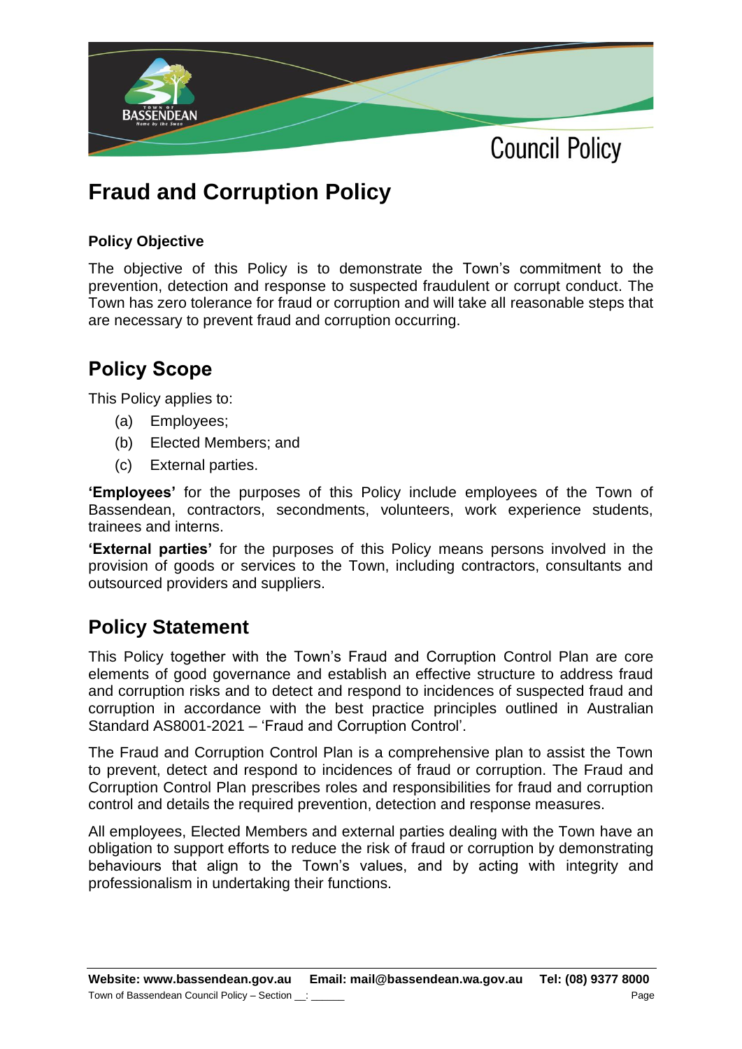# Fraud and Corruption Policy

### Policy Objective

The objective of this Policy is to demonstrate the Town's commitment to the prevention, detection and response to suspected fraudulent or corrupt conduct. The Town has zero tolerance for fraud or corruption and will take all reasonable steps that are necessary to prevent fraud and corruption occurring.

## Policy Scope

This Policy applies to:

(a) Employees;

(b) Elected Members; and

(c) External parties.

**'Employees'** for the purposes of this Policy include employees of the Town of Bassendean, contractors, secondments, volunteers, work experience students, trainees and interns.

**'External parties'** for the purposes of this Policy means persons involved in the provision of goods or services to the Town, including contractors, consultants and outsourced providers and suppliers.

## Policy Statement

This Policy together with the Town's Fraud and Corruption Control Plan are core elements of good governance and establish an effective structure to address fraud and corruption risks and to detect and respond to incidences of suspected fraud and corruption in accordance with the best practice principles outlined in Australian Standard AS8001-2021 – 'Fraud and Corruption Control'.

The Fraud and Corruption Control Plan is a comprehensive plan to assist the Town to prevent, detect and respond to incidences of fraud or corruption. The Fraud and Corruption Control Plan prescribes roles and responsibilities for fraud and corruption control and details the required prevention, detection and response measures.

All employees, Elected Members and external parties dealing with the Town have an obligation to support efforts to reduce the risk of fraud or corruption by demonstrating behaviours that align to the Town's values, and by acting with integrity and professionalism in undertaking their functions.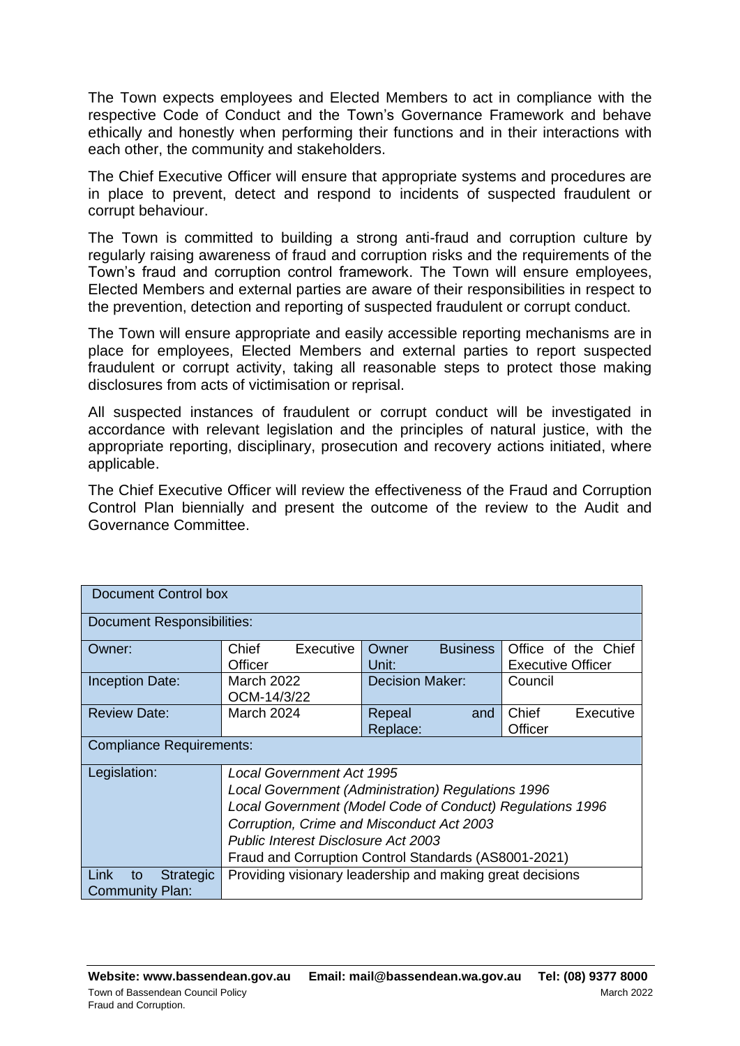The Town expects employees and Elected Members to act in compliance with the respective Code of Conduct and the Town's Governance Framework and behave ethically and honestly when performing their functions and in their interactions with each other, the community and stakeholders.

The Chief Executive Officer will ensure that appropriate systems and procedures are in place to prevent, detect and respond to incidents of suspected fraudulent or corrupt behaviour.

The Town is committed to building a strong anti-fraud and corruption culture by regularly raising awareness of fraud and corruption risks and the requirements of the Town's fraud and corruption control framework. The Town will ensure employees, Elected Members and external parties are aware of their responsibilities in respect to the prevention, detection and reporting of suspected fraudulent or corrupt conduct.

The Town will ensure appropriate and easily accessible reporting mechanisms are in place for employees, Elected Members and external parties to report suspected fraudulent or corrupt activity, taking all reasonable steps to protect those making disclosures from acts of victimisation or reprisal.

All suspected instances of fraudulent or corrupt conduct will be investigated in accordance with relevant legislation and the principles of natural justice, with the appropriate reporting, disciplinary, prosecution and recovery actions initiated, where applicable.

The Chief Executive Officer will review the effectiveness of the Fraud and Corruption Control Plan biennially and present the outcome of the review to the Audit and Governance Committee.

| Document Control box | | | |
|---|---|---|---|
| Document Responsibilities: | | | |
| Owner: | Chief Executive Officer | Owner Business Unit: | Office of the Chief Executive Officer |
| Inception Date: | March 2022<br>OCM-14/3/22 | Decision Maker: | Council |
| Review Date: | March 2024 | Repeal and Replace: | Chief Executive Officer |
| Compliance Requirements: | | | |
| Legislation: | *Local Government Act 1995*<br>*Local Government (Administration) Regulations 1996*<br>*Local Government (Model Code of Conduct) Regulations 1996*<br>*Corruption, Crime and Misconduct Act 2003*<br>*Public Interest Disclosure Act 2003*<br>Fraud and Corruption Control Standards (AS8001-2021) | | |
| Link to Strategic Community Plan: | Providing visionary leadership and making great decisions | | |

**Website: www.bassendean.gov.au Email: mail@bassendean.wa.gov.au Tel: (08) 9377 8000**